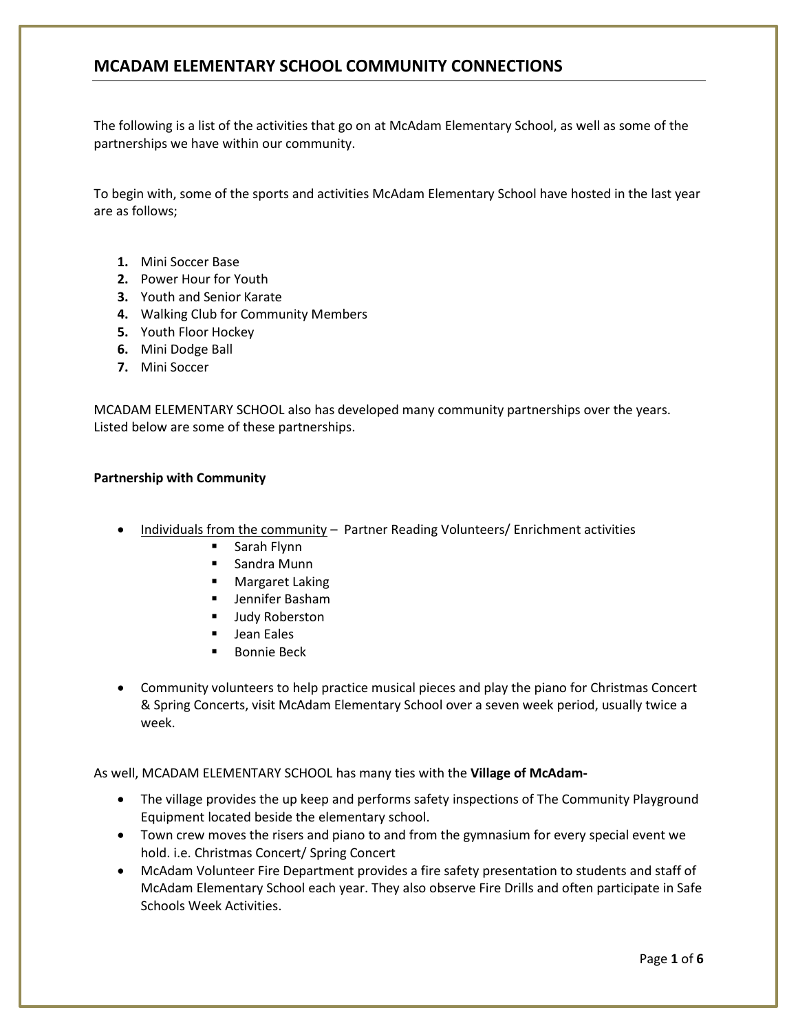# MCADAM ELEMENTARY SCHOOL COMMUNITY CONNECTIONS

The following is a list of the activities that go on at McAdam Elementary School, as well as some of the partnerships we have within our community.

To begin with, some of the sports and activities McAdam Elementary School have hosted in the last year are as follows;

1. Mini Soccer Base
2. Power Hour for Youth
3. Youth and Senior Karate
4. Walking Club for Community Members
5. Youth Floor Hockey
6. Mini Dodge Ball
7. Mini Soccer

MCADAM ELEMENTARY SCHOOL also has developed many community partnerships over the years. Listed below are some of these partnerships.

**Partnership with Community**

- <u>Individuals from the community</u> – Partner Reading Volunteers/ Enrichment activities
  - Sarah Flynn
  - Sandra Munn
  - Margaret Laking
  - Jennifer Basham
  - Judy Roberston
  - Jean Eales
  - Bonnie Beck
- Community volunteers to help practice musical pieces and play the piano for Christmas Concert & Spring Concerts, visit McAdam Elementary School over a seven week period, usually twice a week.

As well, MCADAM ELEMENTARY SCHOOL has many ties with the **Village of McAdam-**

- The village provides the up keep and performs safety inspections of The Community Playground Equipment located beside the elementary school.
- Town crew moves the risers and piano to and from the gymnasium for every special event we hold. i.e. Christmas Concert/ Spring Concert
- McAdam Volunteer Fire Department provides a fire safety presentation to students and staff of McAdam Elementary School each year. They also observe Fire Drills and often participate in Safe Schools Week Activities.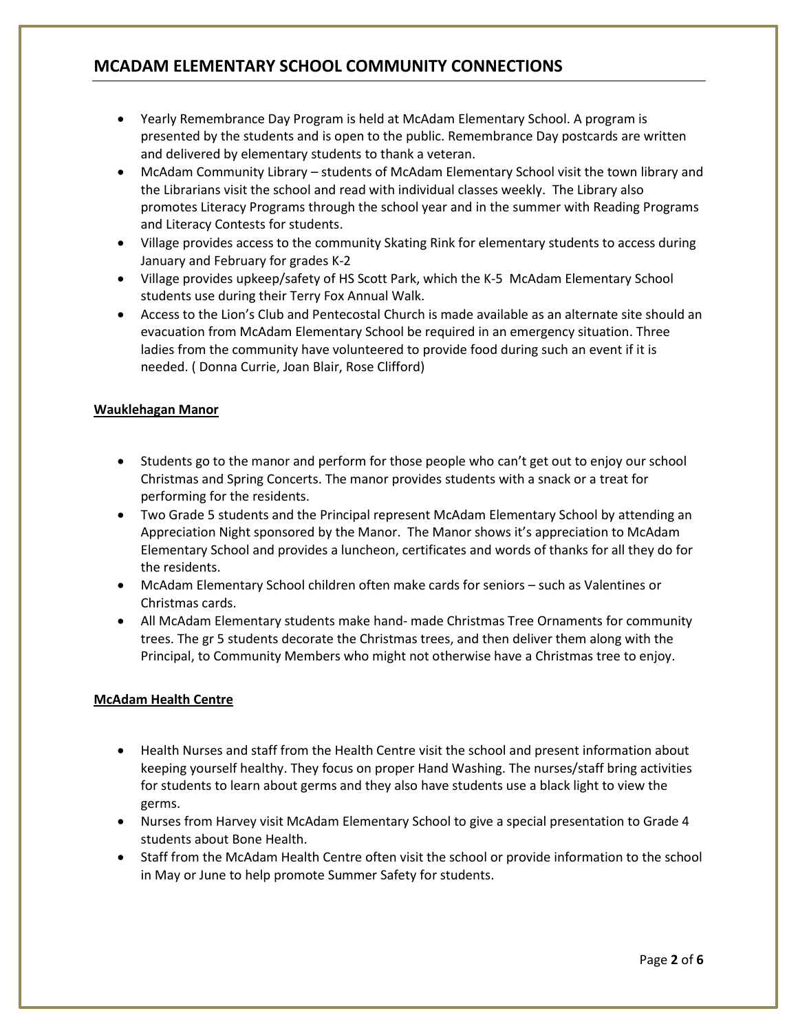## MCADAM ELEMENTARY SCHOOL COMMUNITY CONNECTIONS

- Yearly Remembrance Day Program is held at McAdam Elementary School. A program is presented by the students and is open to the public. Remembrance Day postcards are written and delivered by elementary students to thank a veteran.
- McAdam Community Library – students of McAdam Elementary School visit the town library and the Librarians visit the school and read with individual classes weekly. The Library also promotes Literacy Programs through the school year and in the summer with Reading Programs and Literacy Contests for students.
- Village provides access to the community Skating Rink for elementary students to access during January and February for grades K-2
- Village provides upkeep/safety of HS Scott Park, which the K-5 McAdam Elementary School students use during their Terry Fox Annual Walk.
- Access to the Lion's Club and Pentecostal Church is made available as an alternate site should an evacuation from McAdam Elementary School be required in an emergency situation. Three ladies from the community have volunteered to provide food during such an event if it is needed. ( Donna Currie, Joan Blair, Rose Clifford)

**Wauklehagan Manor**

- Students go to the manor and perform for those people who can't get out to enjoy our school Christmas and Spring Concerts. The manor provides students with a snack or a treat for performing for the residents.
- Two Grade 5 students and the Principal represent McAdam Elementary School by attending an Appreciation Night sponsored by the Manor. The Manor shows it's appreciation to McAdam Elementary School and provides a luncheon, certificates and words of thanks for all they do for the residents.
- McAdam Elementary School children often make cards for seniors – such as Valentines or Christmas cards.
- All McAdam Elementary students make hand- made Christmas Tree Ornaments for community trees. The gr 5 students decorate the Christmas trees, and then deliver them along with the Principal, to Community Members who might not otherwise have a Christmas tree to enjoy.

**McAdam Health Centre**

- Health Nurses and staff from the Health Centre visit the school and present information about keeping yourself healthy. They focus on proper Hand Washing. The nurses/staff bring activities for students to learn about germs and they also have students use a black light to view the germs.
- Nurses from Harvey visit McAdam Elementary School to give a special presentation to Grade 4 students about Bone Health.
- Staff from the McAdam Health Centre often visit the school or provide information to the school in May or June to help promote Summer Safety for students.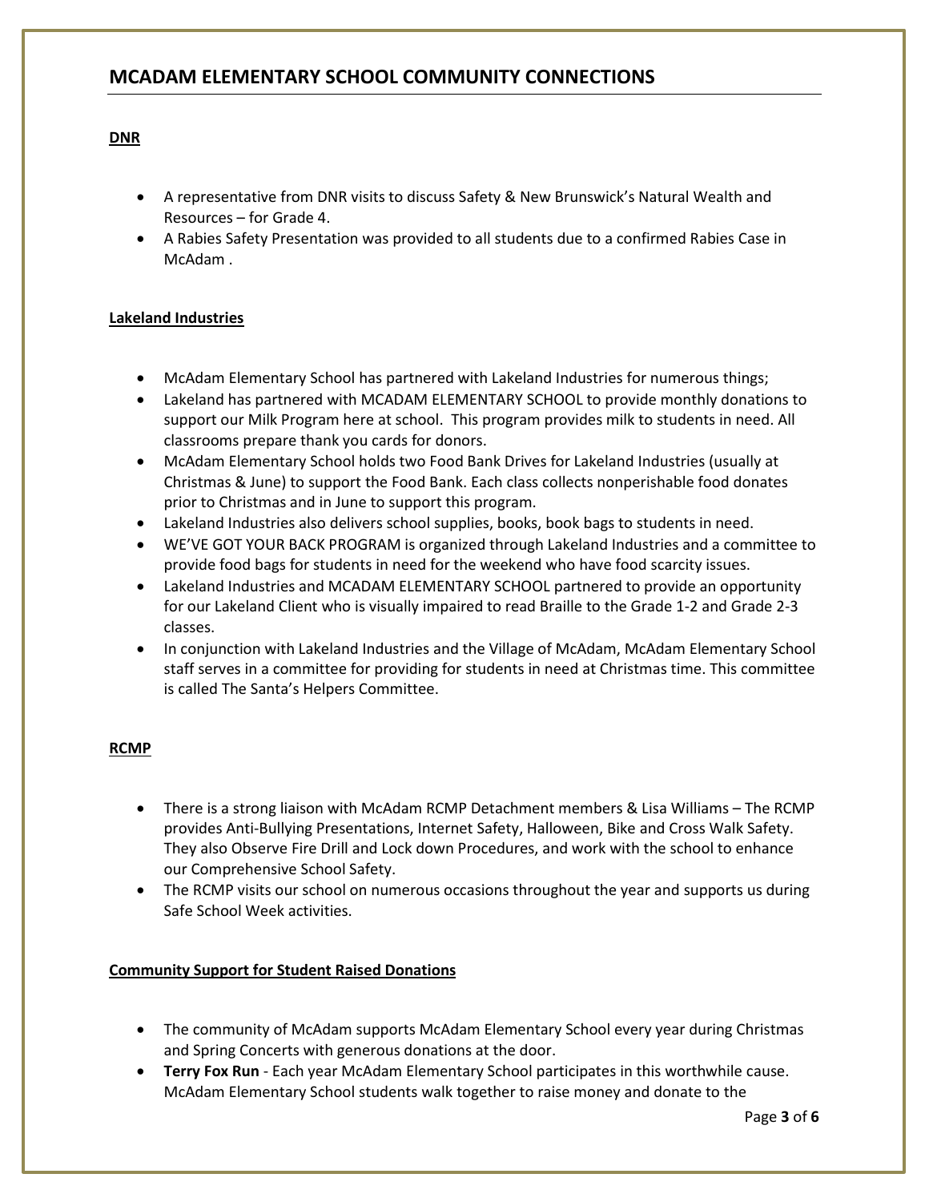## MCADAM ELEMENTARY SCHOOL COMMUNITY CONNECTIONS

### DNR

- A representative from DNR visits to discuss Safety & New Brunswick's Natural Wealth and Resources – for Grade 4.
- A Rabies Safety Presentation was provided to all students due to a confirmed Rabies Case in McAdam .

### Lakeland Industries

- McAdam Elementary School has partnered with Lakeland Industries for numerous things;
- Lakeland has partnered with MCADAM ELEMENTARY SCHOOL to provide monthly donations to support our Milk Program here at school. This program provides milk to students in need. All classrooms prepare thank you cards for donors.
- McAdam Elementary School holds two Food Bank Drives for Lakeland Industries (usually at Christmas & June) to support the Food Bank. Each class collects nonperishable food donates prior to Christmas and in June to support this program.
- Lakeland Industries also delivers school supplies, books, book bags to students in need.
- WE'VE GOT YOUR BACK PROGRAM is organized through Lakeland Industries and a committee to provide food bags for students in need for the weekend who have food scarcity issues.
- Lakeland Industries and MCADAM ELEMENTARY SCHOOL partnered to provide an opportunity for our Lakeland Client who is visually impaired to read Braille to the Grade 1-2 and Grade 2-3 classes.
- In conjunction with Lakeland Industries and the Village of McAdam, McAdam Elementary School staff serves in a committee for providing for students in need at Christmas time. This committee is called The Santa's Helpers Committee.

### RCMP

- There is a strong liaison with McAdam RCMP Detachment members & Lisa Williams – The RCMP provides Anti-Bullying Presentations, Internet Safety, Halloween, Bike and Cross Walk Safety. They also Observe Fire Drill and Lock down Procedures, and work with the school to enhance our Comprehensive School Safety.
- The RCMP visits our school on numerous occasions throughout the year and supports us during Safe School Week activities.

### Community Support for Student Raised Donations

- The community of McAdam supports McAdam Elementary School every year during Christmas and Spring Concerts with generous donations at the door.
- **Terry Fox Run** - Each year McAdam Elementary School participates in this worthwhile cause. McAdam Elementary School students walk together to raise money and donate to the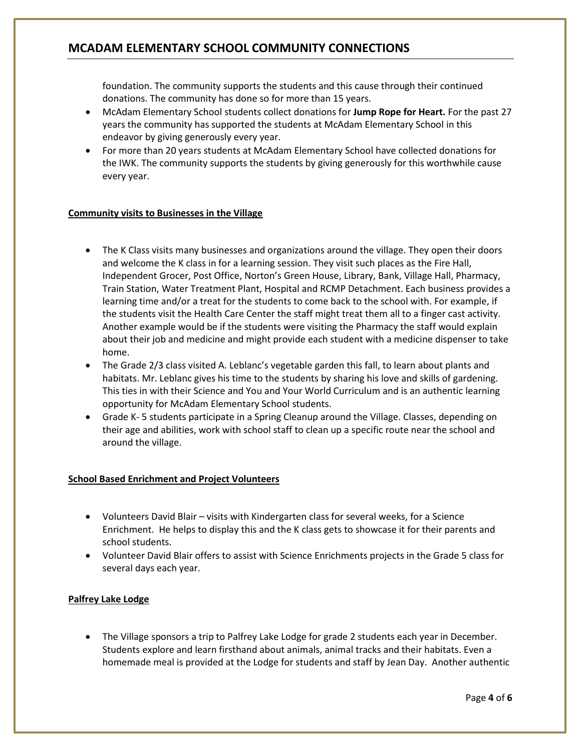- foundation. The community supports the students and this cause through their continued donations. The community has done so for more than 15 years.
- McAdam Elementary School students collect donations for **Jump Rope for Heart.** For the past 27 years the community has supported the students at McAdam Elementary School in this endeavor by giving generously every year.
- For more than 20 years students at McAdam Elementary School have collected donations for the IWK. The community supports the students by giving generously for this worthwhile cause every year.

**Community visits to Businesses in the Village**

- The K Class visits many businesses and organizations around the village. They open their doors and welcome the K class in for a learning session. They visit such places as the Fire Hall, Independent Grocer, Post Office, Norton's Green House, Library, Bank, Village Hall, Pharmacy, Train Station, Water Treatment Plant, Hospital and RCMP Detachment. Each business provides a learning time and/or a treat for the students to come back to the school with. For example, if the students visit the Health Care Center the staff might treat them all to a finger cast activity. Another example would be if the students were visiting the Pharmacy the staff would explain about their job and medicine and might provide each student with a medicine dispenser to take home.
- The Grade 2/3 class visited A. Leblanc's vegetable garden this fall, to learn about plants and habitats. Mr. Leblanc gives his time to the students by sharing his love and skills of gardening. This ties in with their Science and You and Your World Curriculum and is an authentic learning opportunity for McAdam Elementary School students.
- Grade K- 5 students participate in a Spring Cleanup around the Village. Classes, depending on their age and abilities, work with school staff to clean up a specific route near the school and around the village.

**School Based Enrichment and Project Volunteers**

- Volunteers David Blair – visits with Kindergarten class for several weeks, for a Science Enrichment. He helps to display this and the K class gets to showcase it for their parents and school students.
- Volunteer David Blair offers to assist with Science Enrichments projects in the Grade 5 class for several days each year.

**Palfrey Lake Lodge**

- The Village sponsors a trip to Palfrey Lake Lodge for grade 2 students each year in December. Students explore and learn firsthand about animals, animal tracks and their habitats. Even a homemade meal is provided at the Lodge for students and staff by Jean Day. Another authentic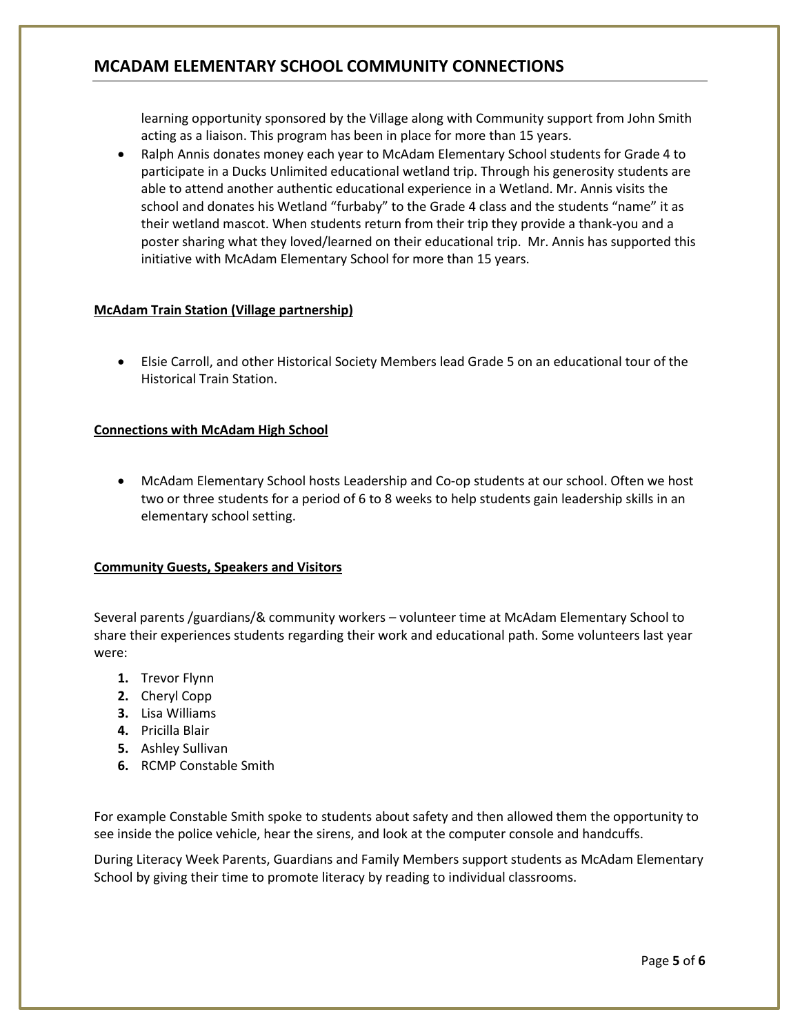learning opportunity sponsored by the Village along with Community support from John Smith acting as a liaison. This program has been in place for more than 15 years.

- Ralph Annis donates money each year to McAdam Elementary School students for Grade 4 to participate in a Ducks Unlimited educational wetland trip. Through his generosity students are able to attend another authentic educational experience in a Wetland. Mr. Annis visits the school and donates his Wetland "furbaby" to the Grade 4 class and the students "name" it as their wetland mascot. When students return from their trip they provide a thank-you and a poster sharing what they loved/learned on their educational trip. Mr. Annis has supported this initiative with McAdam Elementary School for more than 15 years.

**McAdam Train Station (Village partnership)**

- Elsie Carroll, and other Historical Society Members lead Grade 5 on an educational tour of the Historical Train Station.

**Connections with McAdam High School**

- McAdam Elementary School hosts Leadership and Co-op students at our school. Often we host two or three students for a period of 6 to 8 weeks to help students gain leadership skills in an elementary school setting.

**Community Guests, Speakers and Visitors**

Several parents /guardians/& community workers – volunteer time at McAdam Elementary School to share their experiences students regarding their work and educational path. Some volunteers last year were:

1. Trevor Flynn
2. Cheryl Copp
3. Lisa Williams
4. Pricilla Blair
5. Ashley Sullivan
6. RCMP Constable Smith

For example Constable Smith spoke to students about safety and then allowed them the opportunity to see inside the police vehicle, hear the sirens, and look at the computer console and handcuffs.

During Literacy Week Parents, Guardians and Family Members support students as McAdam Elementary School by giving their time to promote literacy by reading to individual classrooms.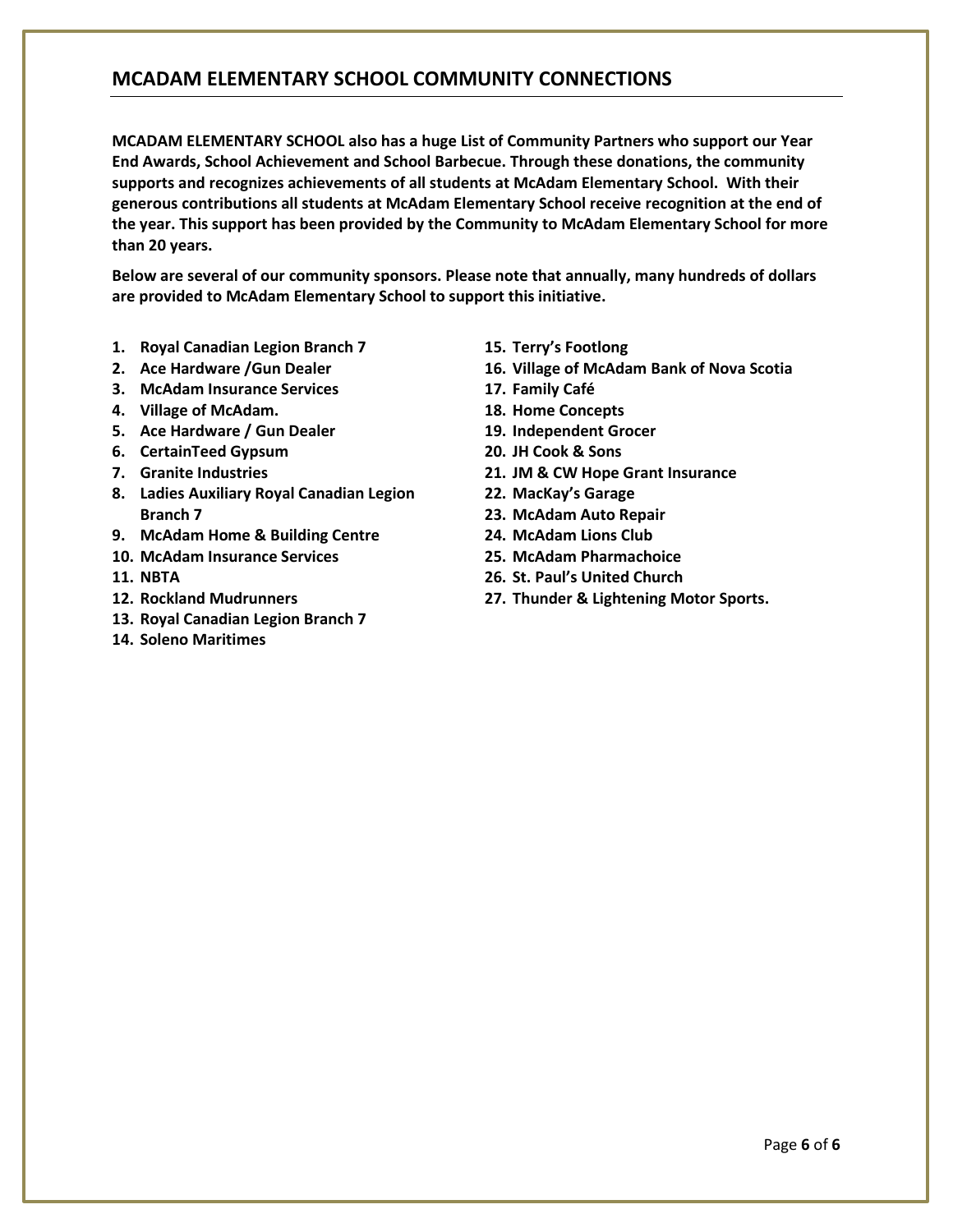## MCADAM ELEMENTARY SCHOOL COMMUNITY CONNECTIONS

**MCADAM ELEMENTARY SCHOOL also has a huge List of Community Partners who support our Year End Awards, School Achievement and School Barbecue. Through these donations, the community supports and recognizes achievements of all students at McAdam Elementary School. With their generous contributions all students at McAdam Elementary School receive recognition at the end of the year. This support has been provided by the Community to McAdam Elementary School for more than 20 years.**

**Below are several of our community sponsors. Please note that annually, many hundreds of dollars are provided to McAdam Elementary School to support this initiative.**

1. **Royal Canadian Legion Branch 7**
2. **Ace Hardware /Gun Dealer**
3. **McAdam Insurance Services**
4. **Village of McAdam.**
5. **Ace Hardware / Gun Dealer**
6. **CertainTeed Gypsum**
7. **Granite Industries**
8. **Ladies Auxiliary Royal Canadian Legion Branch 7**
9. **McAdam Home & Building Centre**
10. **McAdam Insurance Services**
11. **NBTA**
12. **Rockland Mudrunners**
13. **Royal Canadian Legion Branch 7**
14. **Soleno Maritimes**
15. **Terry's Footlong**
16. **Village of McAdam Bank of Nova Scotia**
17. **Family Café**
18. **Home Concepts**
19. **Independent Grocer**
20. **JH Cook & Sons**
21. **JM & CW Hope Grant Insurance**
22. **MacKay's Garage**
23. **McAdam Auto Repair**
24. **McAdam Lions Club**
25. **McAdam Pharmachoice**
26. **St. Paul's United Church**
27. **Thunder & Lightening Motor Sports.**